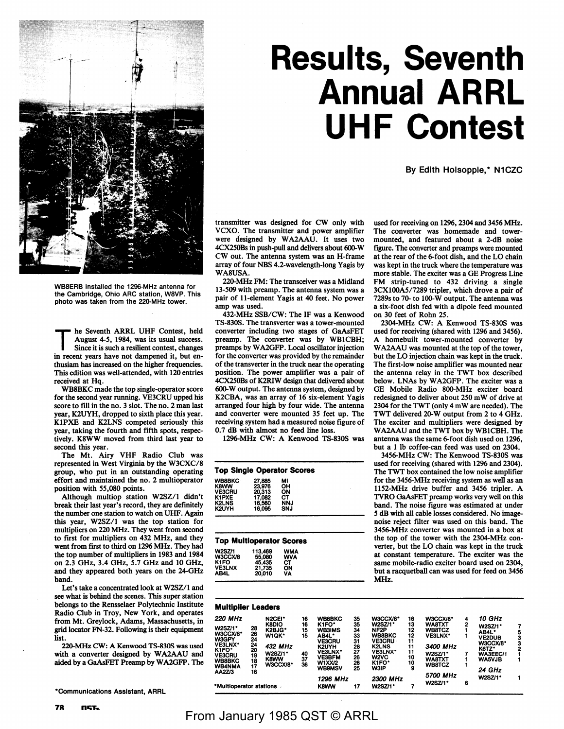# Results, Seventh Annual ARRL UHF Contest

By Edith Holsopple,* N1CZC

WB8ERB installed the 1296-MHz antenna for the Cambridge, Ohio ARC station, W8VP. This photo was taken from the 220-MHz tower.

The Seventh ARRL UHF Contest, held August 4-5, 1984, was its usual success. Since it is such a resilient contest, changes in recent years have not dampened it, but enthusiam has increased on the higher frequencies. This edition was well-attended, with 120 entries received at Hq.

WB8BKC made the top single-operator score for the second year running. VE3CRU upped his score to fill in the no. 3 slot. The no. 2 man last year, K2UYH, dropped to sixth place this year. K1PXE and K2LNS competed seriously this year, taking the fourth and fifth spots, respectively. K8WW moved from third last year to second this year.

The Mt. Airy VHF Radio Club was represented in West Virginia by the W3CXC/8 group, who put in an outstanding operating effort and maintained the no. 2 multioperator position with 55,080 points.

Although multiop station W2SZ/1 didn't break their last year's record, they are definitely the number one station to watch on UHF. Again this year, W2SZ/1 was the top station for multipliers on 220 MHz. They went from second to first for multipliers on 432 MHz, and they went from first to third on 1296 MHz. They had the top number of multipliers in 1983 and 1984 on 2.3 GHz, 3.4 GHz, 5.7 GHz and 10 GHz, and they appeared both years on the 24-GHz band.

Let's take a concentrated look at W2SZ/1 and see what is behind the scenes. This super station belongs to the Rensselaer Polytechnic Institute Radio Club in Troy, New York, and operates from Mt. Greylock, Adams, Massachusetts, in grid locator FN-32. Following is their equipment list.

220-MHz CW: A Kenwood TS-830S was used with a converter designed by WA2AAU and aided by a GaAsFET Preamp by WA2GFP. The transmitter was designed for CW only with VCXO. The transmitter and power amplifier were designed by WA2AAU. It uses two 4CX250Bs in push-pull and delivers about 600-W CW out. The antenna system was an H-frame array of four NBS 4.2-wavelength-long Yagis by WA8USA.

220-MHz FM: The transceiver was a Midland 13-509 with preamp. The antenna system was a pair of 11-element Yagis at 40 feet. No power amp was used.

432-MHz SSB/CW: The IF was a Kenwood TS-830S. The transverter was a tower-mounted converter including two stages of GaAsFET preamp. The converter was by WB1CBH; preamps by WA2GFP. Local oscillator injection for the converter was provided by the remainder of the transverter in the truck near the operating position. The power amplifier was a pair of 4CX250Bs of K2RIW design that delivered about 600-W output. The antenna system, designed by K2CBA, was an array of 16 six-element Yagis arranged four high by four wide. The antenna and converter were mounted 35 feet up. The receiving system had a measured noise figure of 0.7 dB with almost no feed line loss.

1296-MHz CW: A Kenwood TS-830S was used for receiving on 1296, 2304 and 3456 MHz. The converter was homemade and tower-mounted, and featured about a 2-dB noise figure. The converter and preamps were mounted at the rear of the 6-foot dish, and the LO chain was kept in the truck where the temperature was more stable. The exciter was a GE Progress Line FM strip-tuned to 432 driving a single 3CX100A5/7289 tripler, which drove a pair of 7289s to 70- to 100-W output. The antenna was a six-foot dish fed with a dipole feed mounted on 30 feet of Rohn 25.

2304-MHz CW: A Kenwood TS-830S was used for receiving (shared with 1296 and 3456). A homebuilt tower-mounted converter by WA2AAU was mounted at the top of the tower, but the LO injection chain was kept in the truck. The first-low noise amplifier was mounted near the antenna relay in the TWT box described below. LNAs by WA2GFP. The exciter was a GE Mobile Radio 800-MHz exciter board redesigned to deliver about 250 mW of drive at 2304 for the TWT (only 4 mW are needed). The TWT delivered 20-W output from 2 to 4 GHz. The exciter and multipliers were designed by WA2AAU and the TWT box by WB1CBH. The antenna was the same 6-foot dish used on 1296, but a 1 lb coffee-can feed was used on 2304.

3456-MHz CW: The Kenwood TS-830S was used for receiving (shared with 1296 and 2304). The TWT box contained the low noise amplifier for the 3456-MHz receiving system as well as an 1152-MHz drive buffer and 3456 tripler. A TVRO GaAsFET preamp works very well on this band. The noise figure was estimated at under 5 dB with all cable losses considered. No image-noise reject filter was used on this band. The 3456-MHz converter was mounted in a box at the top of the tower with the 2304-MHz converter, but the LO chain was kept in the truck at constant temperature. The exciter was the same mobile-radio exciter board used on 2304, but a racquetball can was used for feed on 3456 MHz.

### Top Single Operator Scores

| | | |
|---|---|---|
| WB8BKC | 27,885 | MI |
| K8WW | 23,976 | OH |
| VE3CRU | 20,313 | ON |
| K1PXE | 17,082 | CT |
| K2LNS | 16,560 | NNJ |
| K2UYH | 16,095 | SNJ |

### Top Multioperator Scores

| | | |
|---|---|---|
| W2SZ/1 | 113,469 | WMA |
| W3CCX/8 | 55,080 | WVA |
| K1FO | 45,435 | CT |
| VE3LNX | 21,735 | ON |
| AB4L | 20,010 | VA |

### Multiplier Leaders

| | | | | | | | | | | | |
|---|---|---|---|---|---|---|---|---|---|---|---|
| *220 MHz* | | N2CEI* | 16 | WB8BKC | 35 | W3CCX/8* | 16 | W3CCX/8* | 4 | *10 GHz* | |
| W2SZ/1* | 28 | K8DIO | 16 | K1FO* | 35 | W2SZ/1* | 13 | WA8TXT | 2 | W2SZ/1* | 7 |
| W3CCX/8* | 26 | K2BJG* | 15 | WB3IMS | 34 | NF2P | 12 | WB8TCZ | 1 | AB4L* | 5 |
| W3GPY | 24 | W1QK* | 15 | AB4L* | 33 | WB8BKC | 12 | VE3LNX* | 1 | VE2DUB | 3 |
| VE3LNX* | 24 | | | VE3CRU | 31 | VE3CRU | 11 | | | W3CCX/8* | 3 |
| K1FO* | 20 | *432 MHz* | | K2UYH | 28 | K2LNS | 11 | *3400 MHz* | | K6TZ* | 2 |
| VE3CRU | 19 | W2SZ/1* | 40 | VE3LNX* | 27 | VE3LNX* | 11 | W2SZ/1* | 7 | WA3EEC/1 | 1 |
| WB8BKC | 18 | K8WW | 37 | VE3BFM | 26 | W2VC | 10 | WA8TXT | 1 | WA5VJB | 1 |
| WB4NMA | 17 | W3CCX/8* | 36 | W1XX/2 | 26 | K1FO* | 10 | WB8TCZ | 1 | | |
| AA2Z/3 | 16 | | | WB9MSV | 25 | W3IP | 9 | | | *24 GHz* | |
| | | | | *1296 MHz* | | *2300 MHz* | | *5700 MHz* | | W2SZ/1* | 1 |
| | | | | K8WW | 17 | W2SZ/1* | 7 | W2SZ/1* | 6 | | |

*Multioperator stations

*Communications Assistant, ARRL

From January 1985 QST © ARRL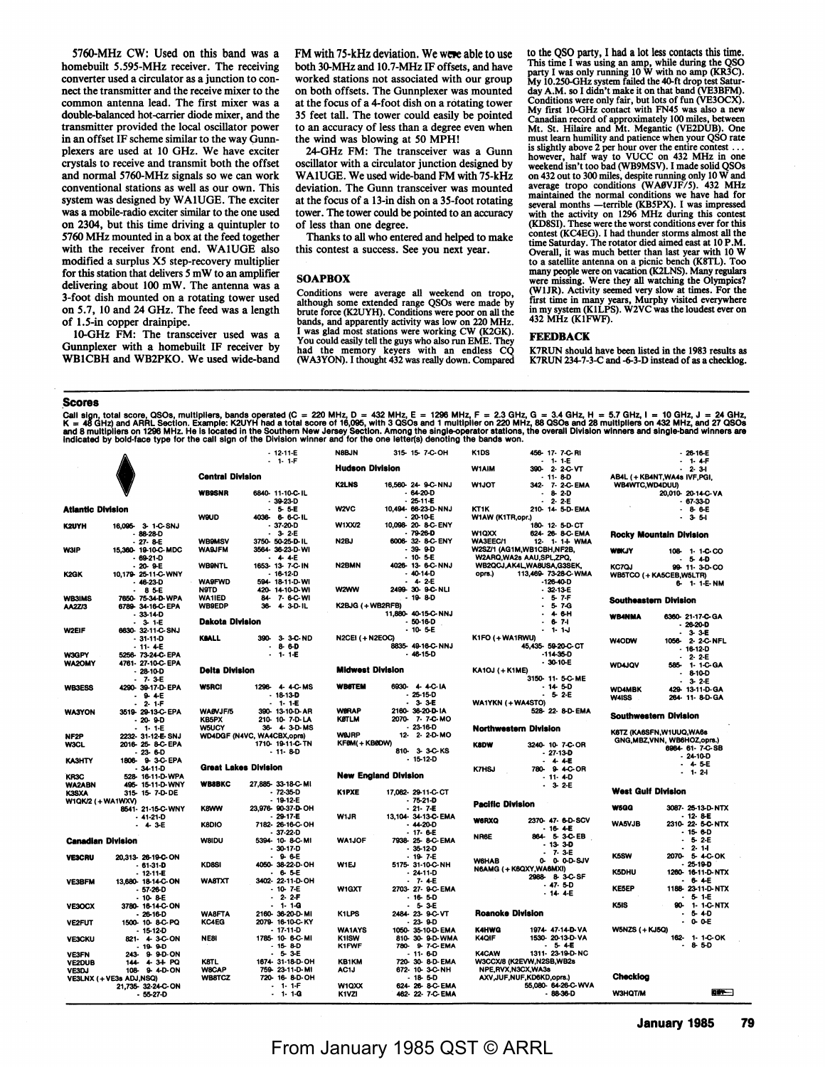5760-MHz CW: Used on this band was a homebuilt 5.595-MHz receiver. The receiving converter used a circulator as a junction to connect the transmitter and the receive mixer to the common antenna lead. The first mixer was a double-balanced hot-carrier diode mixer, and the transmitter provided the local oscillator power in an offset IF scheme similar to the way Gunnplexers are used at 10 GHz. We have exciter crystals to receive and transmit both the offset and normal 5760-MHz signals so we can work conventional stations as well as our own. This system was designed by WA1UGE. The exciter was a mobile-radio exciter similar to the one used on 2304, but this time driving a quintupler to 5760 MHz mounted in a box at the feed together with the receiver front end. WA1UGE also modified a surplus X5 step-recovery multiplier for this station that delivers 5 mW to an amplifier delivering about 100 mW. The antenna was a 3-foot dish mounted on a rotating tower used on 5.7, 10 and 24 GHz. The feed was a length of 1.5-in copper drainpipe.

10-GHz FM: The transceiver used was a Gunnplexer with a homebuilt IF receiver by WB1CBH and WB2PKO. We used wide-band FM with 75-kHz deviation. We were able to use both 30-MHz and 10.7-MHz IF offsets, and have worked stations not associated with our group on both offsets. The Gunnplexer was mounted at the focus of a 4-foot dish on a rotating tower 35 feet tall. The tower could easily be pointed to an accuracy of less than a degree even when the wind was blowing at 50 MPH!

24-GHz FM: The transceiver was a Gunn oscillator with a circulator junction designed by WA1UGE. We used wide-band FM with 75-kHz deviation. The Gunn transceiver was mounted at the focus of a 13-in dish on a 35-foot rotating tower. The tower could be pointed to an accuracy of less than one degree.

Thanks to all who entered and helped to make this contest a success. See you next year.

## SOAPBOX

Conditions were average all weekend on tropo, although some extended range QSOs were made by brute force (K2UYH). Conditions were poor on all the bands, and apparently activity was low on 220 MHz. I was glad most stations were working CW (K2GK). You could easily tell the guys who also run EME. They had the memory keyers with an endless CQ (WA3YON). I thought 432 was really down. Compared to the QSO party, I had a lot less contacts this time. This time I was using an amp, while during the QSO party I was only running 10 W with no amp (KR3C). My 10.250-GHz system failed the 40-ft drop test Saturday A.M. so I didn't make it on that band (VE3BFM). Conditions were only fair, but lots of fun (VE3OCX). My first 10-GHz contact with FN45 was also a new Canadian record of approximately 100 miles, between Mt. St. Hilaire and Mt. Megantic (VE2DUB). One must learn humility and patience when your QSO rate is slightly above 2 per hour over the entire contest ... however, half way to VUCC on 432 MHz in one weekend isn't too bad (WB9MSV). I made solid QSOs on 432 out to 300 miles, despite running only 10 W and average tropo conditions (WAØVJF/5). 432 MHz maintained the normal conditions we have had for several months —terrible (KB5PX). I was impressed with the activity on 1296 MHz during this contest (KD8SI). These were the worst conditions ever for this contest (KC4EG). I had thunder storms almost all the time Saturday. The rotator died aimed east at 10 P.M. Overall, it was much better than last year with 10 W to a satellite antenna on a picnic bench (K8TL). Too many people were on vacation (K2LNS). Many regulars were missing. Were they all watching the Olympics? (W1JR). Activity seemed very slow at times. For the first time in many years, Murphy visited everywhere in my system (K1LPS). W2VC was the loudest ever on 432 MHz (K1FWF).

## FEEDBACK

K7RUN should have been listed in the 1983 results as K7RUN 234-7-3-C and -6-3-D instead of as a checklog.

## Scores

Call sign, total score, QSOs, multipliers, bands operated (C = 220 MHz, D = 432 MHz, E = 1296 MHz, F = 2.3 GHz, G = 3.4 GHz, H = 5.7 GHz, I = 10 GHz, J = 24 GHz, K = 48 GHz) and ARRL Section. Example: K2UYH had a total score of 16,095, with 3 QSOs and 1 multiplier on 220 MHz, 88 QSOs and 28 multipliers on 432 MHz, and 27 QSOs and 8 multipliers on 1296 MHz. He is located in the Southern New Jersey Section. Among the single-operator stations, the overall Division winners and single-band winners are indicated by bold-face type for the call sign of the Division winner and for the one letter(s) denoting the bands won.

### Atlantic Division

**K2UYH** 16,095- 3- 1-C-SNJ
- 88-28-D
- 27- 8-E

W3IP 15,360- 19-10-C-MDC
- 69-21-D
- 20- 9-E

K2GK 10,179- 25-11-C-WNY
- 46-23-D
- 8 5-E

WB3IMS 7650- 75-34-D-WPA

AA2Z/3 6789- 34-16-C-EPA
- 33-14-D
- 3- 1-E

W2EIF 6630- 32-11-C-SNJ
- 31-11-D
- 11- 4-E

W3GPY 5256- 73-24-C-EPA

WA2OMY 4761- 27-10-C-EPA
- 28-10-D
- 7- 3-E

WB3ESS 4290- 39-17-D-EPA
- 9- 4-E
- 2- 1-F

WA3YON 3519- 29-13-C-EPA
- 20- 9-D
- 1- 1-E

NF2P 2232- 31-12-E-SNJ

W3CL 2016- 25- 8-C-EPA
- 23- 6-D

KA3HTY 1806- 9- 3-C-EPA
- 34-11-D

KR3C 528- 16-11-D-WPA

WA2ABN 495- 15-11-D-WNY

K3SXA 315- 15- 7-D-DE

W1QK/2 (+WA1WXV) 8541- 21-15-C-WNY
- 41-21-D
- 4- 3-E

### Canadian Division

**VE3CRU** 20,313- 26-19-C-ON
- 61-31-D
- 12-11-E

VE3BFM 13,680- 18-14-C-ON
- 57-26-D
- 10- 8-E

VE3OCX 3780- 16-14-C-ON
- 26-16-D

VE2FUT 1500- 10- 8-C-PQ
- 15-12-D

VE3CKU 821- 4- 3-C-ON
- 19- 9-D

VE3FN 243- 9- 9-D-ON

VE2DUB 144- 4- 3-I- PQ

VE3DJ 108- 9- 4-D-ON

VE3LNX (+VE3s ADJ,NSQ) 21,735- 32-24-C-ON
- 55-27-D
- 12-11-E
- 1- 1-F

### Central Division

**WB9SNR** 6840- 11-10-C-IL
- 39-23-D
- 5- 5-E

W9UD 4036- 6- 6-C-IL
- 37-20-D
- 3- 2-E

WB9MSV 3750- 50-25-D-IL

WA9JFM 3564- 36-23-D-WI
- 4- 4-E

WB9NTL 1653- 13- 7-C-IN
- 16-12-D

WA9FWD 594- 18-11-D-WI

N9TD 420- 14-10-D-WI

WA1IED 84- 7- 6-C-WI

WB9EDP 36- 4- 3-D-IL

### Dakota Division

**KØALL** 390- 3- 3-C-ND
- 8- 6-D
- 1- 1-E

### Delta Division

**W5RCI** 1296- 4- 4-C-MS
- 18-13-D
- 1- 1-E

WAØVJF/5 390- 13-10-D-AR

KB5PX 210- 10- 7-D-LA

W5UCY 36- 4- 3-D-MS

WD4DGF (N4CV, WA4CBX,oprs) 1710- 19-11-C-TN
- 11- 8-D

### Great Lakes Division

**WB8BKC** 27,885- 33-18-C-MI
- 72-35-D
- 19-12-E

K8WW 23,976- 90-37-D-OH
- 29-17-E

K8DIO 7182- 26-16-C-OH
- 37-22-D

W8IDU 5394- 10- 8-C-MI
- 30-17-D
- 9- 6-E

KD8SI 4050- 38-22-D-OH
- 6- 5-E

WA8TXT 3402- 22-11-D-OH
- 10- 7-E
- 2- 2-F
- 1- 1-G

WA8FTA 2160- 36-20-D-MI

KC4EG 2079- 16-10-C-KY
- 17-11-D

NE8I 1785- 10- 6-C-MI
- 15- 8-D
- 5- 3-E

K8TL 1674- 31-18-D-OH

W8CAP 759- 23-11-D-MI

WB8TCZ 720- 16- 8-D-OH
- 1- 1-F
- 1- 1-G

N8BJN 315- 15- 7-C-OH

### Hudson Division

**K2LNS** 16,560- 24- 9-C-NNJ
- 64-20-D
- 25-11-E

W2VC 10,494- 66-23-D-NNJ
- 20-10-E

W1XX/2 10,098- 20- 8-C-ENY
- 79-26-D

N2BJ 6006- 32- 8-C-ENY
- 39- 9-D
- 10- 5-E

N2BMN 4026- 13- 6-C-NNJ
- 40-14-D
- 4- 2-E

W2WW 2499- 30- 9-C-NLI
- 19- 8-D

K2BJG (+WB2RFB) 11,880- 40-15-C-NNJ
- 50-16-D
- 10- 5-E

N2CEI (+N2EOC) 8835- 49-16-C-NNJ
- 46-15-D

### Midwest Division

**WB8TEM** 6930- 4- 4-C-IA
- 25-15-D
- 3- 3-E

WØRAP 2160- 36-20-D-IA

KØTLM 2070- 7- 7-C-MO
- 23-16-D

WØJRP 12- 2- 2-D-MO

KFØM (+KBØDW) 810- 3- 3-C-KS
- 15-12-D

### New England Division

**K1PXE** 17,082- 29-11-C-CT
- 75-21-D
- 21- 7-E

W1JR 13,104- 34-13-C-EMA
- 44-20-D
- 17- 6-E

WA1JOF 7938- 25- 8-C-EMA
- 35-12-D
- 19- 7-E

W1EJ 5175- 31-10-C-NH
- 24-11-D
- 7- 4-E

W1GXT 2703- 27- 9-C-EMA
- 16- 5-D
- 5- 3-E

K1LPS 2484- 23- 9-C-VT
- 23- 9-D

WA1AYS 1050- 35-10-D-EMA

K1ISW 810- 30- 9-D-WMA

K1FWF 780- 9- 7-C-EMA
- 11- 6-D

KB1KM 720- 30- 8-D-EMA

AC1J 672- 10- 3-C-NH
- 18- 5-D

W1QXX 624- 26- 8-C-EMA

K1VZI 462- 22- 7-C-EMA

K1DS 456- 17- 7-C-RI
- 1- 1-E

W1AIM 390- 2- 2-C-VT
- 11- 8-D

W1JOT 342- 7- 2-C-EMA
- 8- 2-D
- 2- 2-E

KT1K 210- 14- 5-D-EMA

W1AW (K1TR,opr.) 180- 12- 5-D-CT

W1QXX 624- 26- 8-C-EMA

WA3EEC/1 12- 1- 1-I- WMA

W2SZ/1 (AG1M,WB1CBH,NF2B, W2ARQ,WA2s AAU,SPL,ZPQ, WB2QGJ,AK4L,WA8USA,G3SEK, oprs.) 113,469- 73-28-C-WMA
- 126-40-D
- 32-13-E
- 5- 7-F
- 5- 7-G
- 4- 6-H
- 6- 7-I
- 1- 1-J

K1FO (+WA1RWU) 45,435- 59-20-C-CT
- 114-35-D
- 30-10-E

KA1OJ (+K1ME) 3150- 11- 5-C-ME
- 14- 5-D
- 5- 2-E

WA1YKN (+WA4STO) 528- 22- 8-D-EMA

### Northwestern Division

**K8DW** 3240- 10- 7-C-OR
- 27-13-D
- 4- 4-E

K7HSJ 780- 9- 4-C-OR
- 11- 4-D
- 3- 2-E

### Pacific Division

**W6RXQ** 2370- 47- 6-D-SCV
- 16- 4-E

NR6E 864- 5- 3-C-EB
- 13- 3-D
- 7- 3-E

W6HAB 0- 0- 0-D-SJV

N6AMG (+K6QXY,WA6MXI) 2988- 8- 3-C-SF
- 47- 5-D
- 14- 4-E

### Roanoke Division

**K4HWG** 1974- 47-14-D-VA

K4QIF 1530- 20-13-D-VA
- 5- 4-E

K4CAW 1131- 23-19-D-NC

W3CCX/8 (K2EVW,N2SB,WB2s NPE,RVX,N3CX,WA3s AXV,JUF,NUF,KD8KD,oprs.) 55,080- 64-26-C-WVA
- 88-36-D
- 26-16-E
- 1- 4-F
- 2- 3-I

AB4L (+KB4NT,WA4s IVF,PGI, WB4WTC,WD4DUU) 20,010- 20-14-C-VA
- 67-33-D
- 8- 6-E
- 3- 5-I

### Rocky Mountain Division

**WØKJY** 108- 1- 1-C-CO
- 5- 4-D

KC7QJ 99- 11- 3-D-CO

WB5TCO (+KA5CEB,W5LTR) 6- 1- 1-E-NM

### Southeastern Division

**WB4NMA** 6360- 21-17-C-GA
- 26-20-D
- 3- 3-E

W4ODW 1056- 2- 2-C-NFL
- 16-12-D
- 2- 2-E

WD4JQV 585- 1- 1-C-GA
- 8-10-D
- 3- 2-E

WD4MBK 429- 13-11-D-GA

W4ISS 264- 11- 8-D-GA

### Southwestern Division

K6TZ (KA6SFN,W1UUQ,WA6s GNG,MBZ,VNN, WB6HOZ,oprs.) 6984- 61- 7-C-SB
- 24-10-D
- 4- 5-E
- 1- 2-I

### West Gulf Division

**W5GQ** 3087- 25-13-D-NTX
- 12- 8-E

WA5VJB 2310- 22- 5-C-NTX
- 15- 6-D
- 5- 2-E
- 2- 1-I

K5SW 2070- 5- 4-C-OK
- 25-19-D

K5DHU 1260- 16-11-D-NTX
- 6- 4-E

KE5EP 1188- 23-11-D-NTX
- 5- 1-E

K5IS 90- 1- 1-C-NTX
- 5- 4-D
- 0- 0-E

W5NZS (+KJ5Q) 162- 1- 1-C-OK
- 8- 5-D

### Checklog

W3HQT/M

From January 1985 QST © ARRL